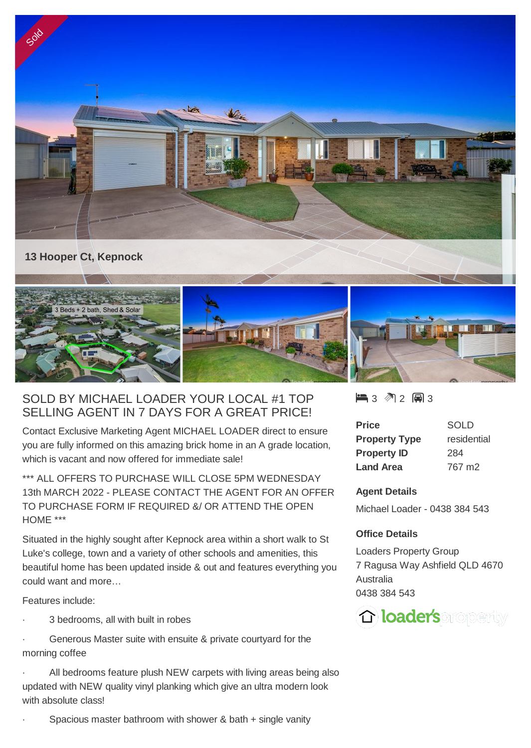Sold

13 Hooper Ct, Kepnock

3 Beds + 2 bath, Shed & Solar

# SOLD BY MICHAEL LOADER YOUR LOCAL #1 TOP SELLING AGENT IN 7 DAYS FOR A GREAT PRICE!

Contact Exclusive Marketing Agent MICHAEL LOADER direct to ensure you are fully informed on this amazing brick home in an A grade location, which is vacant and now offered for immediate sale!

*** ALL OFFERS TO PURCHASE WILL CLOSE 5PM WEDNESDAY 13th MARCH 2022 - PLEASE CONTACT THE AGENT FOR AN OFFER TO PURCHASE FORM IF REQUIRED &/ OR ATTEND THE OPEN HOME ***

Situated in the highly sought after Kepnock area within a short walk to St Luke's college, town and a variety of other schools and amenities, this beautiful home has been updated inside & out and features everything you could want and more…

Features include:

- 3 bedrooms, all with built in robes
- Generous Master suite with ensuite & private courtyard for the morning coffee
- All bedrooms feature plush NEW carpets with living areas being also updated with NEW quality vinyl planking which give an ultra modern look with absolute class!
- Spacious master bathroom with shower & bath + single vanity

3 | 2 | 3

| | |
|---|---|
| **Price** | SOLD |
| **Property Type** | residential |
| **Property ID** | 284 |
| **Land Area** | 767 m2 |

**Agent Details**

Michael Loader - 0438 384 543

**Office Details**

Loaders Property Group
7 Ragusa Way Ashfield QLD 4670
Australia
0438 384 543

loader's property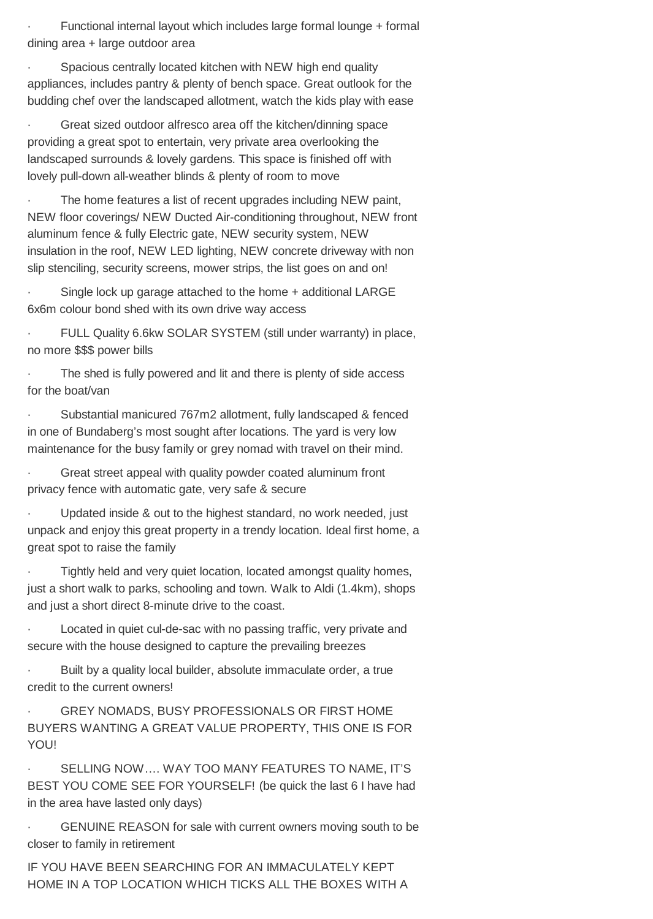- Functional internal layout which includes large formal lounge + formal dining area + large outdoor area

- Spacious centrally located kitchen with NEW high end quality appliances, includes pantry & plenty of bench space. Great outlook for the budding chef over the landscaped allotment, watch the kids play with ease

- Great sized outdoor alfresco area off the kitchen/dinning space providing a great spot to entertain, very private area overlooking the landscaped surrounds & lovely gardens. This space is finished off with lovely pull-down all-weather blinds & plenty of room to move

- The home features a list of recent upgrades including NEW paint, NEW floor coverings/ NEW Ducted Air-conditioning throughout, NEW front aluminum fence & fully Electric gate, NEW security system, NEW insulation in the roof, NEW LED lighting, NEW concrete driveway with non slip stenciling, security screens, mower strips, the list goes on and on!

- Single lock up garage attached to the home + additional LARGE 6x6m colour bond shed with its own drive way access

- FULL Quality 6.6kw SOLAR SYSTEM (still under warranty) in place, no more $$$ power bills

- The shed is fully powered and lit and there is plenty of side access for the boat/van

- Substantial manicured 767m2 allotment, fully landscaped & fenced in one of Bundaberg's most sought after locations. The yard is very low maintenance for the busy family or grey nomad with travel on their mind.

- Great street appeal with quality powder coated aluminum front privacy fence with automatic gate, very safe & secure

- Updated inside & out to the highest standard, no work needed, just unpack and enjoy this great property in a trendy location. Ideal first home, a great spot to raise the family

- Tightly held and very quiet location, located amongst quality homes, just a short walk to parks, schooling and town. Walk to Aldi (1.4km), shops and just a short direct 8-minute drive to the coast.

- Located in quiet cul-de-sac with no passing traffic, very private and secure with the house designed to capture the prevailing breezes

- Built by a quality local builder, absolute immaculate order, a true credit to the current owners!

- GREY NOMADS, BUSY PROFESSIONALS OR FIRST HOME BUYERS WANTING A GREAT VALUE PROPERTY, THIS ONE IS FOR YOU!

- SELLING NOW…. WAY TOO MANY FEATURES TO NAME, IT'S BEST YOU COME SEE FOR YOURSELF! (be quick the last 6 I have had in the area have lasted only days)

- GENUINE REASON for sale with current owners moving south to be closer to family in retirement

IF YOU HAVE BEEN SEARCHING FOR AN IMMACULATELY KEPT HOME IN A TOP LOCATION WHICH TICKS ALL THE BOXES WITH A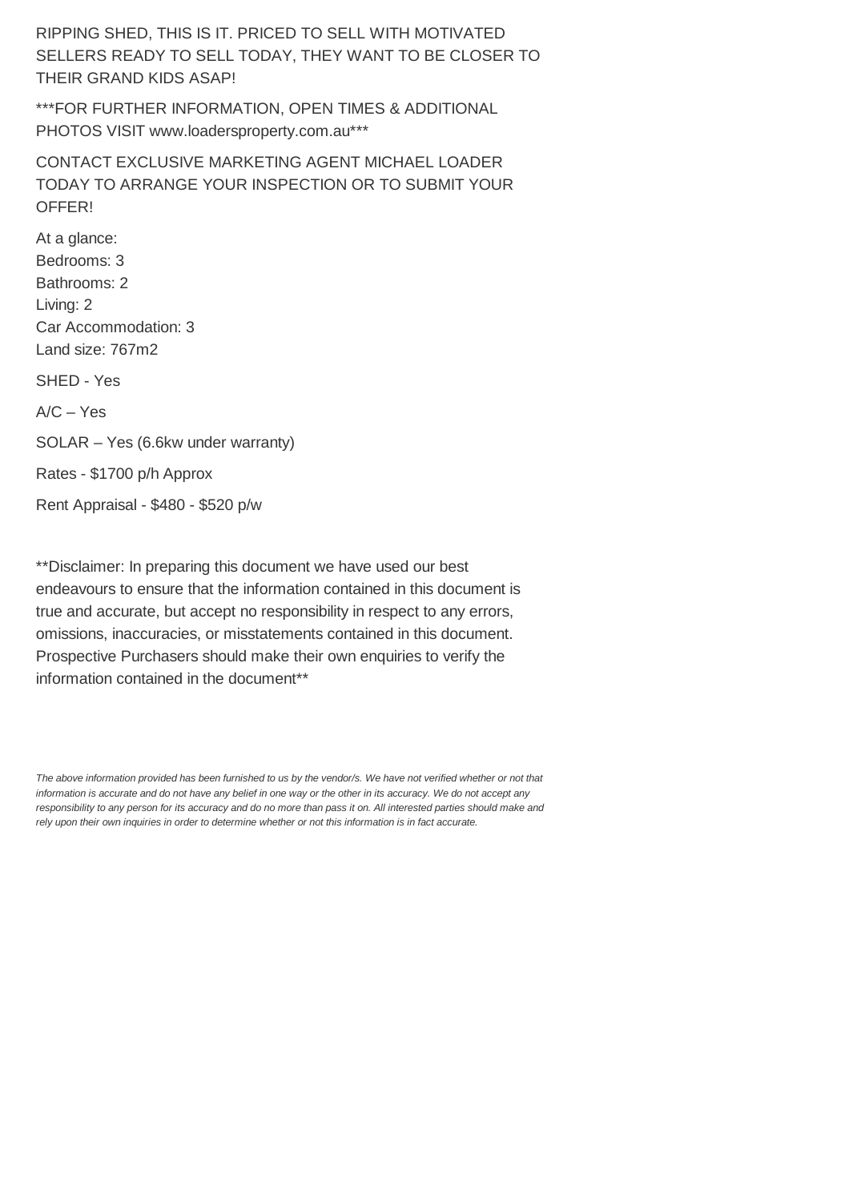RIPPING SHED, THIS IS IT. PRICED TO SELL WITH MOTIVATED SELLERS READY TO SELL TODAY, THEY WANT TO BE CLOSER TO THEIR GRAND KIDS ASAP!

***FOR FURTHER INFORMATION, OPEN TIMES & ADDITIONAL PHOTOS VISIT www.loadersproperty.com.au***

CONTACT EXCLUSIVE MARKETING AGENT MICHAEL LOADER TODAY TO ARRANGE YOUR INSPECTION OR TO SUBMIT YOUR OFFER!

At a glance:
Bedrooms: 3
Bathrooms: 2
Living: 2
Car Accommodation: 3
Land size: 767m2

SHED - Yes

A/C – Yes

SOLAR – Yes (6.6kw under warranty)

Rates - $1700 p/h Approx

Rent Appraisal - $480 - $520 p/w

**Disclaimer: In preparing this document we have used our best endeavours to ensure that the information contained in this document is true and accurate, but accept no responsibility in respect to any errors, omissions, inaccuracies, or misstatements contained in this document. Prospective Purchasers should make their own enquiries to verify the information contained in the document**

*The above information provided has been furnished to us by the vendor/s. We have not verified whether or not that information is accurate and do not have any belief in one way or the other in its accuracy. We do not accept any responsibility to any person for its accuracy and do no more than pass it on. All interested parties should make and rely upon their own inquiries in order to determine whether or not this information is in fact accurate.*